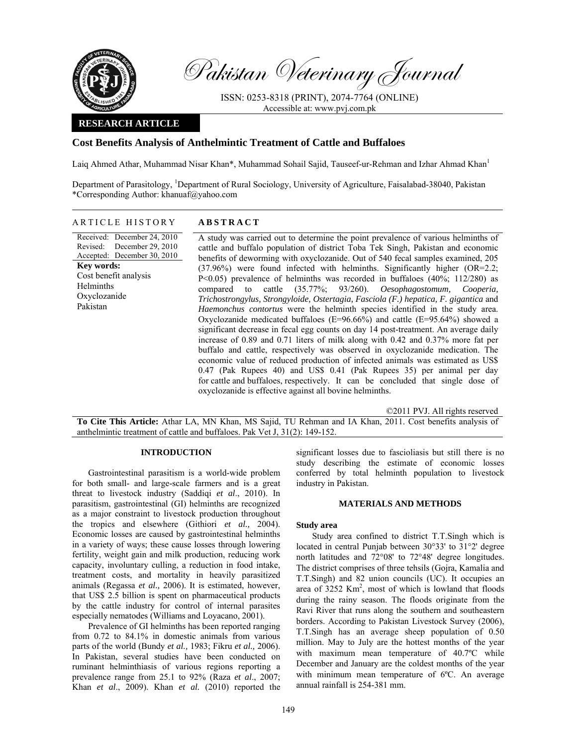Pakistan Veterinary Journal

ISSN: 0253-8318 (PRINT), 2074-7764 (ONLINE)
Accessible at: www.pvj.com.pk

**RESEARCH ARTICLE**

# Cost Benefits Analysis of Anthelmintic Treatment of Cattle and Buffaloes

Laiq Ahmed Athar, Muhammad Nisar Khan*, Muhammad Sohail Sajid, Tauseef-ur-Rehman and Izhar Ahmad Khan[1]

Department of Parasitology, [1]Department of Rural Sociology, University of Agriculture, Faisalabad-38040, Pakistan
*Corresponding Author: khanuaf@yahoo.com

## ARTICLE HISTORY

Received: December 24, 2010
Revised: December 29, 2010
Accepted: December 30, 2010

**Key words:**
Cost benefit analysis
Helminths
Oxyclozanide
Pakistan

## ABSTRACT

A study was carried out to determine the point prevalence of various helminths of cattle and buffalo population of district Toba Tek Singh, Pakistan and economic benefits of deworming with oxyclozanide. Out of 540 fecal samples examined, 205 (37.96%) were found infected with helminths. Significantly higher (OR=2.2; P<0.05) prevalence of helminths was recorded in buffaloes (40%; 112/280) as compared to cattle (35.77%; 93/260). *Oesophagostomum, Cooperia, Trichostrongylus, Strongyloide, Ostertagia, Fasciola (F.) hepatica, F. gigantica* and *Haemonchus contortus* were the helminth species identified in the study area. Oxyclozanide medicated buffaloes (E=96.66%) and cattle (E=95.64%) showed a significant decrease in fecal egg counts on day 14 post-treatment. An average daily increase of 0.89 and 0.71 liters of milk along with 0.42 and 0.37% more fat per buffalo and cattle, respectively was observed in oxyclozanide medication. The economic value of reduced production of infected animals was estimated as US$ 0.47 (Pak Rupees 40) and US$ 0.41 (Pak Rupees 35) per animal per day for cattle and buffaloes, respectively. It can be concluded that single dose of oxyclozanide is effective against all bovine helminths.

©2011 PVJ. All rights reserved

**To Cite This Article:** Athar LA, MN Khan, MS Sajid, TU Rehman and IA Khan, 2011. Cost benefits analysis of anthelmintic treatment of cattle and buffaloes. Pak Vet J, 31(2): 149-152.

## INTRODUCTION

Gastrointestinal parasitism is a world-wide problem for both small- and large-scale farmers and is a great threat to livestock industry (Saddiqi *et al*., 2010). In parasitism, gastrointestinal (GI) helminths are recognized as a major constraint to livestock production throughout the tropics and elsewhere (Githiori *et al.,* 2004). Economic losses are caused by gastrointestinal helminths in a variety of ways; these cause losses through lowering fertility, weight gain and milk production, reducing work capacity, involuntary culling, a reduction in food intake, treatment costs, and mortality in heavily parasitized animals (Regassa *et al.,* 2006). It is estimated, however, that US$ 2.5 billion is spent on pharmaceutical products by the cattle industry for control of internal parasites especially nematodes (Williams and Loyacano, 2001).

Prevalence of GI helminths has been reported ranging from 0.72 to 84.1% in domestic animals from various parts of the world (Bundy *et al.,* 1983; Fikru *et al.,* 2006). In Pakistan, several studies have been conducted on ruminant helminthiasis of various regions reporting a prevalence range from 25.1 to 92% (Raza *et al*., 2007; Khan *et al*., 2009). Khan *et al.* (2010) reported the significant losses due to fascioliasis but still there is no study describing the estimate of economic losses conferred by total helminth population to livestock industry in Pakistan.

## MATERIALS AND METHODS

### Study area

Study area confined to district T.T.Singh which is located in central Punjab between 30°33' to 31°2' degree north latitudes and 72°08' to 72°48' degree longitudes. The district comprises of three tehsils (Gojra, Kamalia and T.T.Singh) and 82 union councils (UC). It occupies an area of 3252 $Km^2$, most of which is lowland that floods during the rainy season. The floods originate from the Ravi River that runs along the southern and southeastern borders. According to Pakistan Livestock Survey (2006), T.T.Singh has an average sheep population of 0.50 million. May to July are the hottest months of the year with maximum mean temperature of 40.7ºC while December and January are the coldest months of the year with minimum mean temperature of 6ºC. An average annual rainfall is 254-381 mm.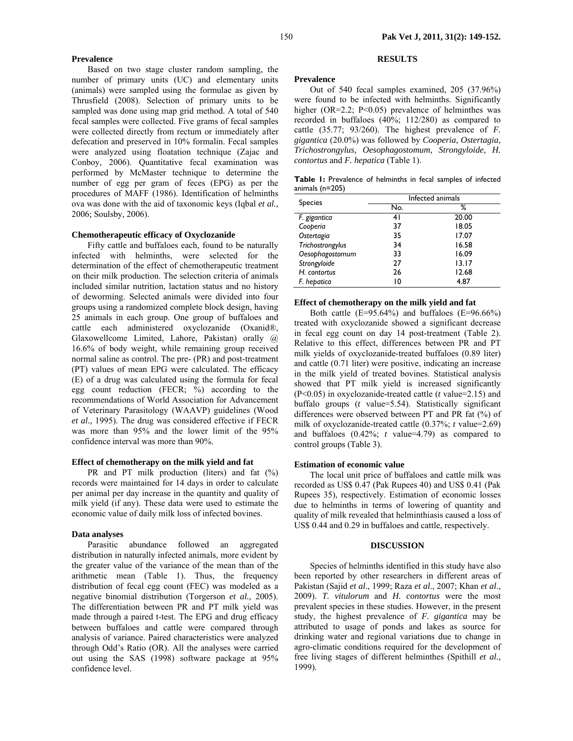### Prevalence

Based on two stage cluster random sampling, the number of primary units (UC) and elementary units (animals) were sampled using the formulae as given by Thrusfield (2008). Selection of primary units to be sampled was done using map grid method. A total of 540 fecal samples were collected. Five grams of fecal samples were collected directly from rectum or immediately after defecation and preserved in 10% formalin. Fecal samples were analyzed using floatation technique (Zajac and Conboy, 2006). Quantitative fecal examination was performed by McMaster technique to determine the number of egg per gram of feces (EPG) as per the procedures of MAFF (1986). Identification of helminths ova was done with the aid of taxonomic keys (Iqbal *et al.,* 2006; Soulsby, 2006).

### Chemotherapeutic efficacy of Oxyclozanide

Fifty cattle and buffaloes each, found to be naturally infected with helminths, were selected for the determination of the effect of chemotherapeutic treatment on their milk production. The selection criteria of animals included similar nutrition, lactation status and no history of deworming. Selected animals were divided into four groups using a randomized complete block design, having 25 animals in each group. One group of buffaloes and cattle each administered oxyclozanide (Oxanid®, Glaxowellcome Limited, Lahore, Pakistan) orally @ 16.6% of body weight, while remaining group received normal saline as control. The pre- (PR) and post-treatment (PT) values of mean EPG were calculated. The efficacy (E) of a drug was calculated using the formula for fecal egg count reduction (FECR; %) according to the recommendations of World Association for Advancement of Veterinary Parasitology (WAAVP) guidelines (Wood *et al.,* 1995). The drug was considered effective if FECR was more than 95% and the lower limit of the 95% confidence interval was more than 90%.

### Effect of chemotherapy on the milk yield and fat

PR and PT milk production (liters) and fat (%) records were maintained for 14 days in order to calculate per animal per day increase in the quantity and quality of milk yield (if any). These data were used to estimate the economic value of daily milk loss of infected bovines.

### Data analyses

Parasitic abundance followed an aggregated distribution in naturally infected animals, more evident by the greater value of the variance of the mean than of the arithmetic mean (Table 1). Thus, the frequency distribution of fecal egg count (FEC) was modeled as a negative binomial distribution (Torgerson *et al.,* 2005). The differentiation between PR and PT milk yield was made through a paired t-test. The EPG and drug efficacy between buffaloes and cattle were compared through analysis of variance. Paired characteristics were analyzed through Odd's Ratio (OR). All the analyses were carried out using the SAS (1998) software package at 95% confidence level.

## RESULTS

### Prevalence

Out of 540 fecal samples examined, 205 (37.96%) were found to be infected with helminths. Significantly higher (OR=2.2; P<0.05) prevalence of helminthes was recorded in buffaloes (40%; 112/280) as compared to cattle (35.77; 93/260). The highest prevalence of *F. gigantica* (20.0%) was followed by *Cooperia, Ostertagia, Trichostrongylus, Oesophagostomum, Strongyloide, H. contortus* and *F. hepatica* (Table 1).

**Table 1:** Prevalence of helminths in fecal samples of infected animals (n=205)

| Species | Infected animals | |
|---|---|---|
| | No. | % |
| *F. gigantica* | 41 | 20.00 |
| *Cooperia* | 37 | 18.05 |
| *Ostertagia* | 35 | 17.07 |
| *Trichostrongylus* | 34 | 16.58 |
| *Oesophagostomum* | 33 | 16.09 |
| *Strongyloide* | 27 | 13.17 |
| *H. contortus* | 26 | 12.68 |
| *F. hepatica* | 10 | 4.87 |

### Effect of chemotherapy on the milk yield and fat

Both cattle (E=95.64%) and buffaloes (E=96.66%) treated with oxyclozanide showed a significant decrease in fecal egg count on day 14 post-treatment (Table 2). Relative to this effect, differences between PR and PT milk yields of oxyclozanide-treated buffaloes (0.89 liter) and cattle (0.71 liter) were positive, indicating an increase in the milk yield of treated bovines. Statistical analysis showed that PT milk yield is increased significantly (P<0.05) in oxyclozanide-treated cattle (*t* value=2.15) and buffalo groups (*t* value=5.54). Statistically significant differences were observed between PT and PR fat (%) of milk of oxyclozanide-treated cattle (0.37%; *t* value=2.69) and buffaloes (0.42%; *t* value=4.79) as compared to control groups (Table 3).

### Estimation of economic value

The local unit price of buffaloes and cattle milk was recorded as US$ 0.47 (Pak Rupees 40) and US$ 0.41 (Pak Rupees 35), respectively. Estimation of economic losses due to helminths in terms of lowering of quantity and quality of milk revealed that helminthiasis caused a loss of US$ 0.44 and 0.29 in buffaloes and cattle, respectively.

## DISCUSSION

Species of helminths identified in this study have also been reported by other researchers in different areas of Pakistan (Sajid *et al*., 1999; Raza *et al*., 2007; Khan *et al*., 2009). *T. vitulorum* and *H. contortus* were the most prevalent species in these studies. However, in the present study, the highest prevalence of *F. gigantica* may be attributed to usage of ponds and lakes as source for drinking water and regional variations due to change in agro-climatic conditions required for the development of free living stages of different helminthes (Spithill *et al.,* 1999).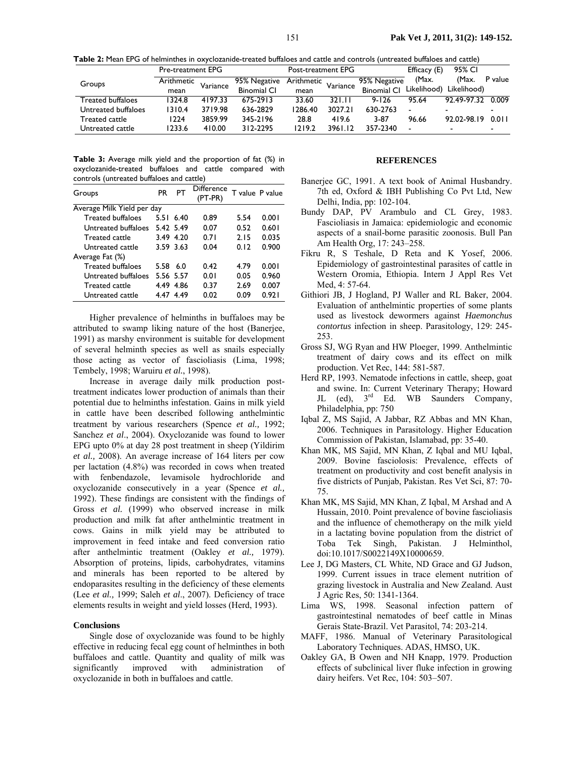**Table 2:** Mean EPG of helminthes in oxyclozanide-treated buffaloes and cattle and controls (untreated buffaloes and cattle)

| Groups | Pre-treatment EPG | | | Post-treatment EPG | | | Efficacy (E) (Max. Likelihood) | 95% CI (Max. Likelihood) | P value |
|---|---|---|---|---|---|---|---|---|---|
| | Arithmetic mean | Variance | 95% Negative Binomial CI | Arithmetic mean | Variance | 95% Negative Binomial CI | | | |
| Treated buffaloes | 1324.8 | 4197.33 | 675-2913 | 33.60 | 321.11 | 9-126 | 95.64 | 92.49-97.32 | 0.009 |
| Untreated buffaloes | 1310.4 | 3719.98 | 636-2829 | 1286.40 | 3027.21 | 630-2763 | - | - | - |
| Treated cattle | 1224 | 3859.99 | 345-2196 | 28.8 | 419.6 | 3-87 | 96.66 | 92.02-98.19 | 0.011 |
| Untreated cattle | 1233.6 | 410.00 | 312-2295 | 1219.2 | 3961.12 | 357-2340 | - | - | - |

**Table 3:** Average milk yield and the proportion of fat (%) in oxyclozanide-treated buffaloes and cattle compared with controls (untreated buffaloes and cattle)

| Groups | PR | PT | Difference (PT-PR) | T value | P value |
|---|---|---|---|---|---|
| Average Milk Yield per day | | | | | |
| Treated buffaloes | 5.51 | 6.40 | 0.89 | 5.54 | 0.001 |
| Untreated buffaloes | 5.42 | 5.49 | 0.07 | 0.52 | 0.601 |
| Treated cattle | 3.49 | 4.20 | 0.71 | 2.15 | 0.035 |
| Untreated cattle | 3.59 | 3.63 | 0.04 | 0.12 | 0.900 |
| Average Fat (%) | | | | | |
| Treated buffaloes | 5.58 | 6.0 | 0.42 | 4.79 | 0.001 |
| Untreated buffaloes | 5.56 | 5.57 | 0.01 | 0.05 | 0.960 |
| Treated cattle | 4.49 | 4.86 | 0.37 | 2.69 | 0.007 |
| Untreated cattle | 4.47 | 4.49 | 0.02 | 0.09 | 0.921 |

Higher prevalence of helminths in buffaloes may be attributed to swamp liking nature of the host (Banerjee, 1991) as marshy environment is suitable for development of several helminth species as well as snails especially those acting as vector of fascioliasis (Lima, 1998; Tembely, 1998; Waruiru *et al.*, 1998).

Increase in average daily milk production post-treatment indicates lower production of animals than their potential due to helminths infestation. Gains in milk yield in cattle have been described following anthelmintic treatment by various researchers (Spence *et al.,* 1992; Sanchez *et al*., 2004). Oxyclozanide was found to lower EPG upto 0% at day 28 post treatment in sheep (Yildirim *et al.,* 2008). An average increase of 164 liters per cow per lactation (4.8%) was recorded in cows when treated with fenbendazole, levamisole hydrochloride and oxyclozanide consecutively in a year (Spence *et al.,* 1992). These findings are consistent with the findings of Gross *et al.* (1999) who observed increase in milk production and milk fat after anthelmintic treatment in cows. Gains in milk yield may be attributed to improvement in feed intake and feed conversion ratio after anthelmintic treatment (Oakley *et al.,* 1979). Absorption of proteins, lipids, carbohydrates, vitamins and minerals has been reported to be altered by endoparasites resulting in the deficiency of these elements (Lee *et al.,* 1999; Saleh *et al*., 2007). Deficiency of trace elements results in weight and yield losses (Herd, 1993).

## Conclusions

Single dose of oxyclozanide was found to be highly effective in reducing fecal egg count of helminthes in both buffaloes and cattle. Quantity and quality of milk was significantly improved with administration of oxyclozanide in both in buffaloes and cattle.

## REFERENCES

Banerjee GC, 1991. A text book of Animal Husbandry. 7th ed, Oxford & IBH Publishing Co Pvt Ltd, New Delhi, India, pp: 102-104.

Bundy DAP, PV Arambulo and CL Grey, 1983. Fascioliasis in Jamaica: epidemiologic and economic aspects of a snail-borne parasitic zoonosis. Bull Pan Am Health Org, 17: 243–258.

Fikru R, S Teshale, D Reta and K Yosef, 2006. Epidemiology of gastrointestinal parasites of cattle in Western Oromia, Ethiopia. Intern J Appl Res Vet Med, 4: 57-64.

Githiori JB, J Hogland, PJ Waller and RL Baker, 2004. Evaluation of anthelmintic properties of some plants used as livestock dewormers against *Haemonchus contortus* infection in sheep. Parasitology, 129: 245-253.

Gross SJ, WG Ryan and HW Ploeger, 1999. Anthelmintic treatment of dairy cows and its effect on milk production. Vet Rec, 144: 581-587.

Herd RP, 1993. Nematode infections in cattle, sheep, goat and swine. In: Current Veterinary Therapy; Howard JL (ed), 3rd Ed. WB Saunders Company, Philadelphia, pp: 750

Iqbal Z, MS Sajid, A Jabbar, RZ Abbas and MN Khan, 2006. Techniques in Parasitology. Higher Education Commission of Pakistan, Islamabad, pp: 35-40.

Khan MK, MS Sajid, MN Khan, Z Iqbal and MU Iqbal, 2009. Bovine fasciolosis: Prevalence, effects of treatment on productivity and cost benefit analysis in five districts of Punjab, Pakistan. Res Vet Sci, 87: 70-75.

Khan MK, MS Sajid, MN Khan, Z Iqbal, M Arshad and A Hussain, 2010. Point prevalence of bovine fascioliasis and the influence of chemotherapy on the milk yield in a lactating bovine population from the district of Toba Tek Singh, Pakistan. J Helminthol, doi:10.1017/S0022149X10000659.

Lee J, DG Masters, CL White, ND Grace and GJ Judson, 1999. Current issues in trace element nutrition of grazing livestock in Australia and New Zealand. Aust J Agric Res, 50: 1341-1364.

Lima WS, 1998. Seasonal infection pattern of gastrointestinal nematodes of beef cattle in Minas Gerais State-Brazil. Vet Parasitol, 74: 203-214.

MAFF, 1986. Manual of Veterinary Parasitological Laboratory Techniques. ADAS, HMSO, UK.

Oakley GA, B Owen and NH Knapp, 1979. Production effects of subclinical liver fluke infection in growing dairy heifers. Vet Rec, 104: 503–507.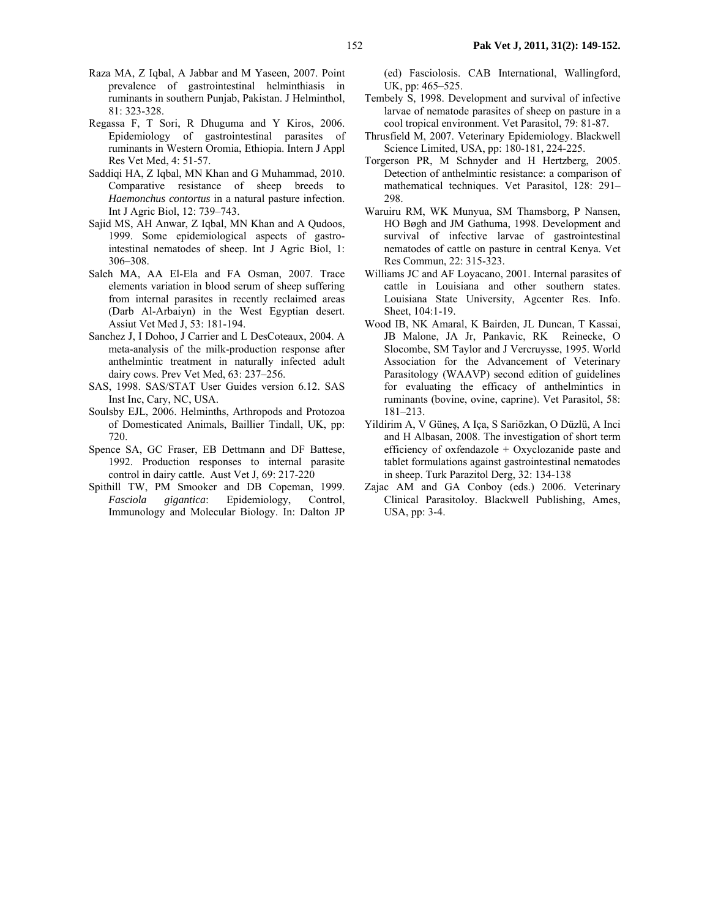Raza MA, Z Iqbal, A Jabbar and M Yaseen, 2007. Point prevalence of gastrointestinal helminthiasis in ruminants in southern Punjab, Pakistan. J Helminthol, 81: 323-328.

Regassa F, T Sori, R Dhuguma and Y Kiros, 2006. Epidemiology of gastrointestinal parasites of ruminants in Western Oromia, Ethiopia. Intern J Appl Res Vet Med, 4: 51-57.

Saddiqi HA, Z Iqbal, MN Khan and G Muhammad, 2010. Comparative resistance of sheep breeds to *Haemonchus contortus* in a natural pasture infection. Int J Agric Biol, 12: 739–743.

Sajid MS, AH Anwar, Z Iqbal, MN Khan and A Qudoos, 1999. Some epidemiological aspects of gastro-intestinal nematodes of sheep. Int J Agric Biol, 1: 306–308.

Saleh MA, AA El-Ela and FA Osman, 2007. Trace elements variation in blood serum of sheep suffering from internal parasites in recently reclaimed areas (Darb Al-Arbaiyn) in the West Egyptian desert. Assiut Vet Med J, 53: 181-194.

Sanchez J, I Dohoo, J Carrier and L DesCoteaux, 2004. A meta-analysis of the milk-production response after anthelmintic treatment in naturally infected adult dairy cows. Prev Vet Med, 63: 237–256.

SAS, 1998. SAS/STAT User Guides version 6.12. SAS Inst Inc, Cary, NC, USA.

Soulsby EJL, 2006. Helminths, Arthropods and Protozoa of Domesticated Animals, Baillier Tindall, UK, pp: 720.

Spence SA, GC Fraser, EB Dettmann and DF Battese, 1992. Production responses to internal parasite control in dairy cattle. Aust Vet J, 69: 217-220

Spithill TW, PM Smooker and DB Copeman, 1999. *Fasciola gigantica*: Epidemiology, Control, Immunology and Molecular Biology. In: Dalton JP (ed) Fasciolosis. CAB International, Wallingford, UK, pp: 465–525.

Tembely S, 1998. Development and survival of infective larvae of nematode parasites of sheep on pasture in a cool tropical environment. Vet Parasitol, 79: 81-87.

Thrusfield M, 2007. Veterinary Epidemiology. Blackwell Science Limited, USA, pp: 180-181, 224-225.

Torgerson PR, M Schnyder and H Hertzberg, 2005. Detection of anthelmintic resistance: a comparison of mathematical techniques. Vet Parasitol, 128: 291–298.

Waruiru RM, WK Munyua, SM Thamsborg, P Nansen, HO Bøgh and JM Gathuma, 1998. Development and survival of infective larvae of gastrointestinal nematodes of cattle on pasture in central Kenya. Vet Res Commun, 22: 315-323.

Williams JC and AF Loyacano, 2001. Internal parasites of cattle in Louisiana and other southern states. Louisiana State University, Agcenter Res. Info. Sheet, 104:1-19.

Wood IB, NK Amaral, K Bairden, JL Duncan, T Kassai, JB Malone, JA Jr, Pankavic, RK Reinecke, O Slocombe, SM Taylor and J Vercruysse, 1995. World Association for the Advancement of Veterinary Parasitology (WAAVP) second edition of guidelines for evaluating the efficacy of anthelmintics in ruminants (bovine, ovine, caprine). Vet Parasitol, 58: 181–213.

Yildirim A, V Güneş, A Iça, S Sariözkan, O Düzlü, A Inci and H Albasan, 2008. The investigation of short term efficiency of oxfendazole + Oxyclozanide paste and tablet formulations against gastrointestinal nematodes in sheep. Turk Parazitol Derg, 32: 134-138

Zajac AM and GA Conboy (eds.) 2006. Veterinary Clinical Parasitoloy. Blackwell Publishing, Ames, USA, pp: 3-4.